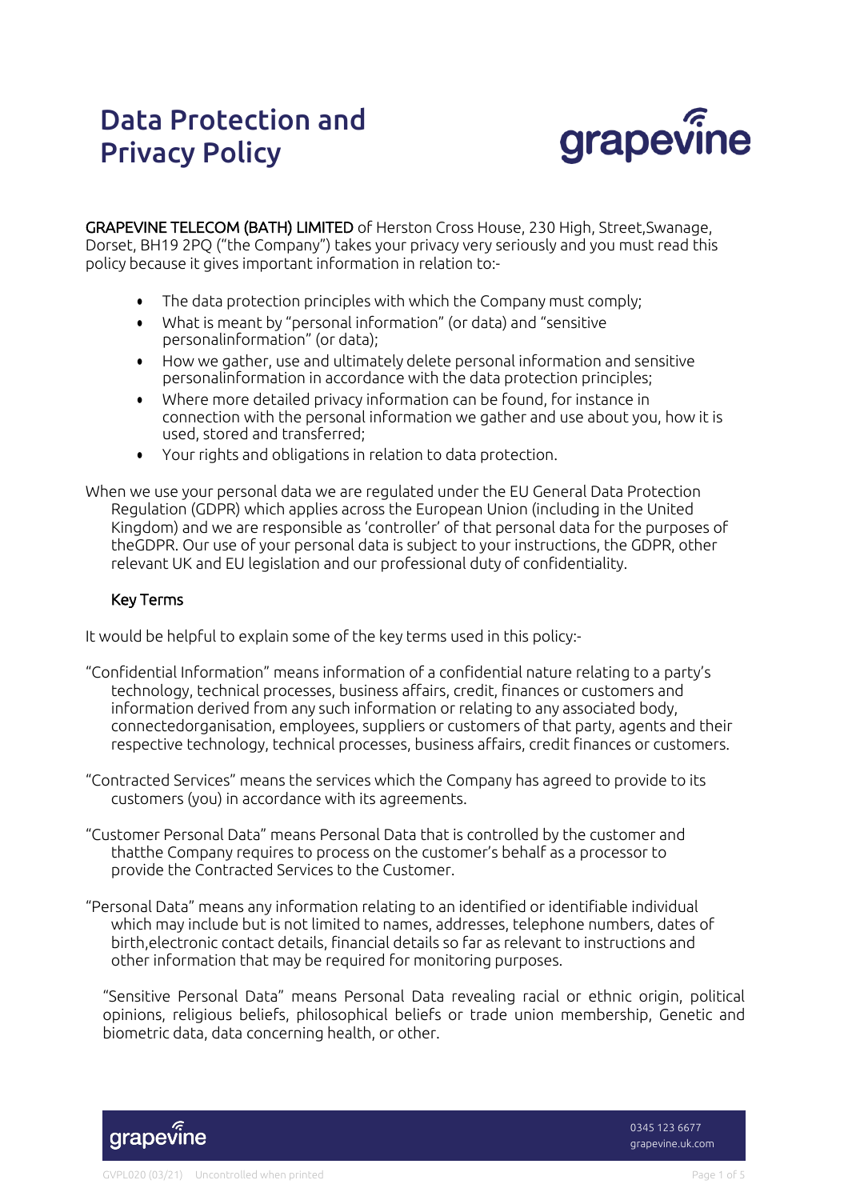# Data Protection and Privacy Policy

**GRAPEVINE TELECOM (BATH) LIMITED** of Herston Cross House, 230 High, Street,Swanage, Dorset, BH19 2PQ ("the Company") takes your privacy very seriously and you must read this policy because it gives important information in relation to:-

- The data protection principles with which the Company must comply;
- What is meant by "personal information" (or data) and "sensitive personalinformation" (or data);
- How we gather, use and ultimately delete personal information and sensitive personalinformation in accordance with the data protection principles;
- Where more detailed privacy information can be found, for instance in connection with the personal information we gather and use about you, how it is used, stored and transferred;
- Your rights and obligations in relation to data protection.

When we use your personal data we are regulated under the EU General Data Protection Regulation (GDPR) which applies across the European Union (including in the United Kingdom) and we are responsible as 'controller' of that personal data for the purposes of theGDPR. Our use of your personal data is subject to your instructions, the GDPR, other relevant UK and EU legislation and our professional duty of confidentiality.

## Key Terms

It would be helpful to explain some of the key terms used in this policy:-

"Confidential Information" means information of a confidential nature relating to a party's technology, technical processes, business affairs, credit, finances or customers and information derived from any such information or relating to any associated body, connectedorganisation, employees, suppliers or customers of that party, agents and their respective technology, technical processes, business affairs, credit finances or customers.

"Contracted Services" means the services which the Company has agreed to provide to its customers (you) in accordance with its agreements.

"Customer Personal Data" means Personal Data that is controlled by the customer and thatthe Company requires to process on the customer's behalf as a processor to provide the Contracted Services to the Customer.

"Personal Data" means any information relating to an identified or identifiable individual which may include but is not limited to names, addresses, telephone numbers, dates of birth,electronic contact details, financial details so far as relevant to instructions and other information that may be required for monitoring purposes.

"Sensitive Personal Data" means Personal Data revealing racial or ethnic origin, political opinions, religious beliefs, philosophical beliefs or trade union membership, Genetic and biometric data, data concerning health, or other.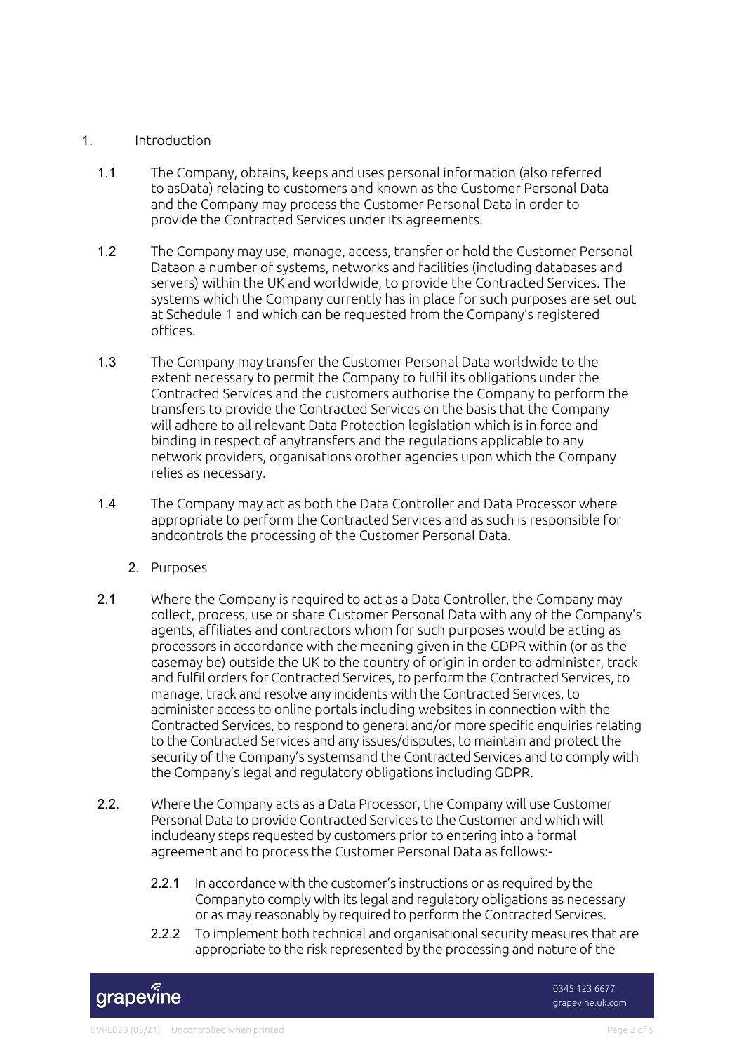## 1. Introduction

1.1 The Company, obtains, keeps and uses personal information (also referred to asData) relating to customers and known as the Customer Personal Data and the Company may process the Customer Personal Data in order to provide the Contracted Services under its agreements.

1.2 The Company may use, manage, access, transfer or hold the Customer Personal Dataon a number of systems, networks and facilities (including databases and servers) within the UK and worldwide, to provide the Contracted Services. The systems which the Company currently has in place for such purposes are set out at Schedule 1 and which can be requested from the Company's registered offices.

1.3 The Company may transfer the Customer Personal Data worldwide to the extent necessary to permit the Company to fulfil its obligations under the Contracted Services and the customers authorise the Company to perform the transfers to provide the Contracted Services on the basis that the Company will adhere to all relevant Data Protection legislation which is in force and binding in respect of anytransfers and the regulations applicable to any network providers, organisations orother agencies upon which the Company relies as necessary.

1.4 The Company may act as both the Data Controller and Data Processor where appropriate to perform the Contracted Services and as such is responsible for andcontrols the processing of the Customer Personal Data.

## 2. Purposes

2.1 Where the Company is required to act as a Data Controller, the Company may collect, process, use or share Customer Personal Data with any of the Company's agents, affiliates and contractors whom for such purposes would be acting as processors in accordance with the meaning given in the GDPR within (or as the casemay be) outside the UK to the country of origin in order to administer, track and fulfil orders for Contracted Services, to perform the Contracted Services, to manage, track and resolve any incidents with the Contracted Services, to administer access to online portals including websites in connection with the Contracted Services, to respond to general and/or more specific enquiries relating to the Contracted Services and any issues/disputes, to maintain and protect the security of the Company's systemsand the Contracted Services and to comply with the Company's legal and regulatory obligations including GDPR.

2.2. Where the Company acts as a Data Processor, the Company will use Customer Personal Data to provide Contracted Services to the Customer and which will includeany steps requested by customers prior to entering into a formal agreement and to process the Customer Personal Data as follows:-

2.2.1 In accordance with the customer's instructions or as required by the Companyto comply with its legal and regulatory obligations as necessary or as may reasonably by required to perform the Contracted Services.

2.2.2 To implement both technical and organisational security measures that are appropriate to the risk represented by the processing and nature of the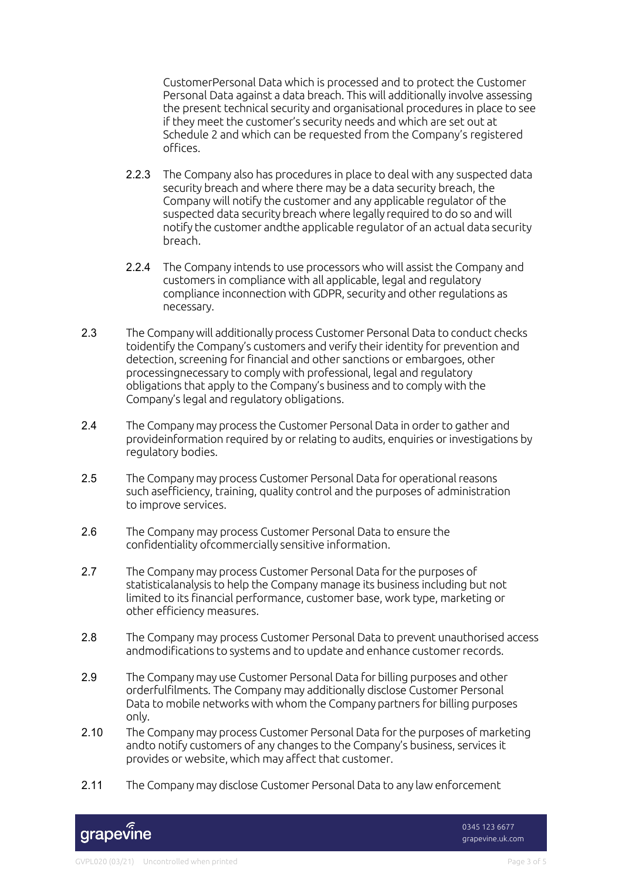CustomerPersonal Data which is processed and to protect the Customer Personal Data against a data breach. This will additionally involve assessing the present technical security and organisational procedures in place to see if they meet the customer's security needs and which are set out at Schedule 2 and which can be requested from the Company's registered offices.

2.2.3 The Company also has procedures in place to deal with any suspected data security breach and where there may be a data security breach, the Company will notify the customer and any applicable regulator of the suspected data security breach where legally required to do so and will notify the customer andthe applicable regulator of an actual data security breach.

2.2.4 The Company intends to use processors who will assist the Company and customers in compliance with all applicable, legal and regulatory compliance inconnection with GDPR, security and other regulations as necessary.

2.3 The Company will additionally process Customer Personal Data to conduct checks toidentify the Company's customers and verify their identity for prevention and detection, screening for financial and other sanctions or embargoes, other processingnecessary to comply with professional, legal and regulatory obligations that apply to the Company's business and to comply with the Company's legal and regulatory obligations.

2.4 The Company may process the Customer Personal Data in order to gather and provideinformation required by or relating to audits, enquiries or investigations by regulatory bodies.

2.5 The Company may process Customer Personal Data for operational reasons such asefficiency, training, quality control and the purposes of administration to improve services.

2.6 The Company may process Customer Personal Data to ensure the confidentiality ofcommercially sensitive information.

2.7 The Company may process Customer Personal Data for the purposes of statisticalanalysis to help the Company manage its business including but not limited to its financial performance, customer base, work type, marketing or other efficiency measures.

2.8 The Company may process Customer Personal Data to prevent unauthorised access andmodifications to systems and to update and enhance customer records.

2.9 The Company may use Customer Personal Data for billing purposes and other orderfulfilments. The Company may additionally disclose Customer Personal Data to mobile networks with whom the Company partners for billing purposes only.

2.10 The Company may process Customer Personal Data for the purposes of marketing andto notify customers of any changes to the Company's business, services it provides or website, which may affect that customer.

2.11 The Company may disclose Customer Personal Data to any law enforcement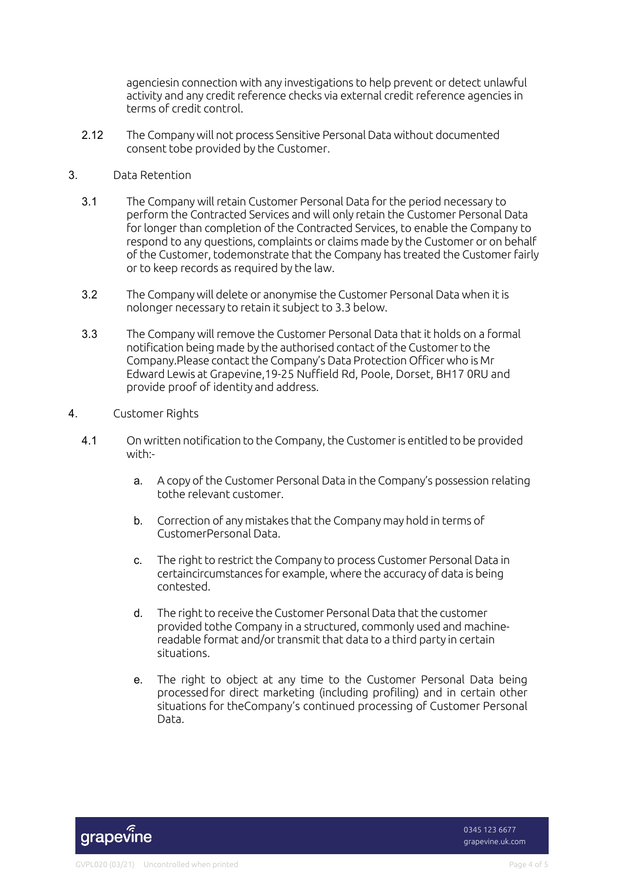agenciesin connection with any investigations to help prevent or detect unlawful activity and any credit reference checks via external credit reference agencies in terms of credit control.

2.12 The Company will not process Sensitive Personal Data without documented consent tobe provided by the Customer.

3. Data Retention

3.1 The Company will retain Customer Personal Data for the period necessary to perform the Contracted Services and will only retain the Customer Personal Data for longer than completion of the Contracted Services, to enable the Company to respond to any questions, complaints or claims made by the Customer or on behalf of the Customer, todemonstrate that the Company has treated the Customer fairly or to keep records as required by the law.

3.2 The Company will delete or anonymise the Customer Personal Data when it is nolonger necessary to retain it subject to 3.3 below.

3.3 The Company will remove the Customer Personal Data that it holds on a formal notification being made by the authorised contact of the Customer to the Company.Please contact the Company's Data Protection Officer who is Mr Edward Lewis at Grapevine,19-25 Nuffield Rd, Poole, Dorset, BH17 0RU and provide proof of identity and address.

4. Customer Rights

4.1 On written notification to the Company, the Customer is entitled to be provided with:-

a. A copy of the Customer Personal Data in the Company's possession relating tothe relevant customer.

b. Correction of any mistakes that the Company may hold in terms of CustomerPersonal Data.

c. The right to restrict the Company to process Customer Personal Data in certaincircumstances for example, where the accuracy of data is being contested.

d. The right to receive the Customer Personal Data that the customer provided tothe Company in a structured, commonly used and machine-readable format and/or transmit that data to a third party in certain situations.

e. The right to object at any time to the Customer Personal Data being processed for direct marketing (including profiling) and in certain other situations for theCompany's continued processing of Customer Personal Data.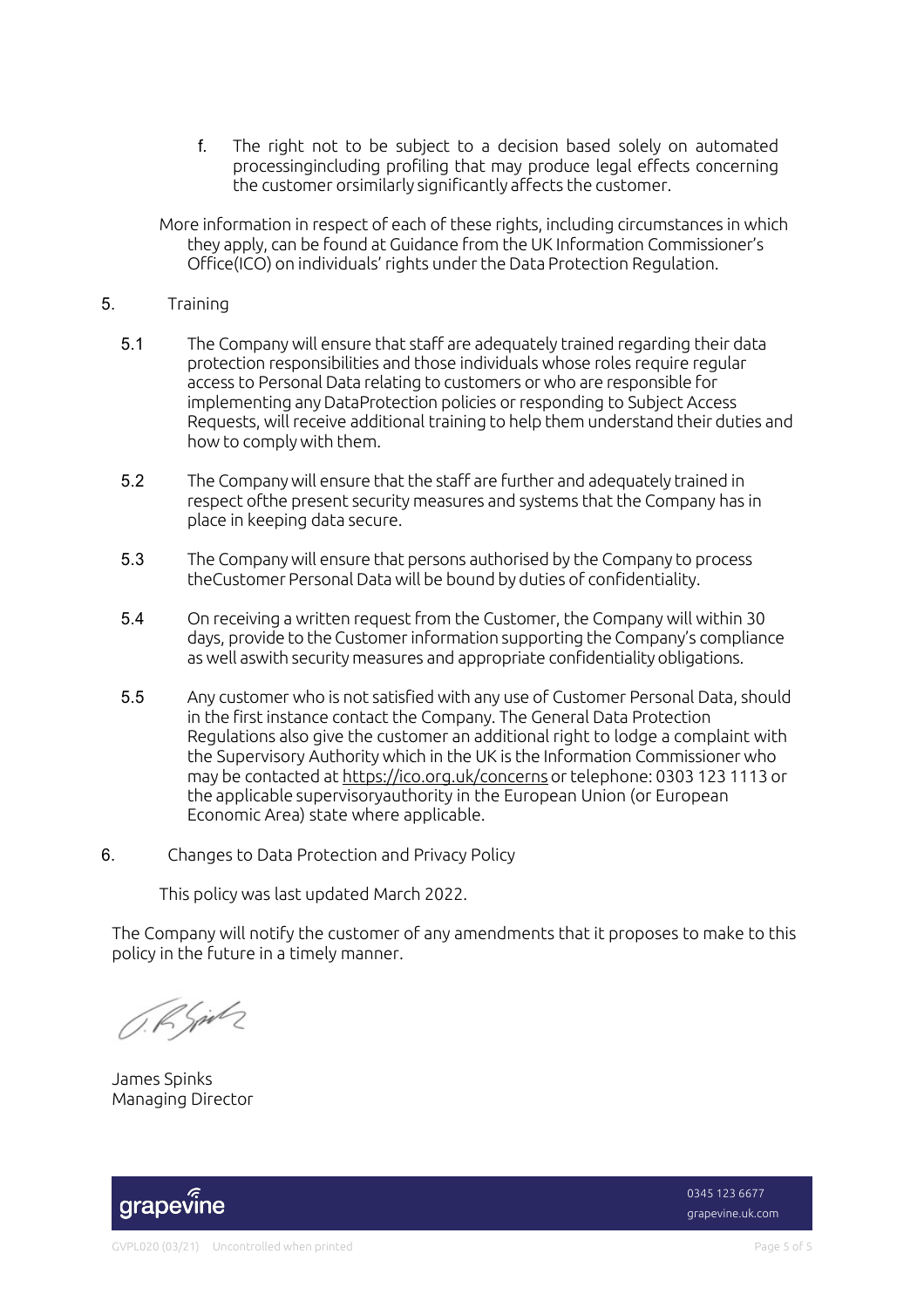f. The right not to be subject to a decision based solely on automated processingincluding profiling that may produce legal effects concerning the customer orsimilarly significantly affects the customer.

More information in respect of each of these rights, including circumstances in which they apply, can be found at Guidance from the UK Information Commissioner's Office(ICO) on individuals' rights under the Data Protection Regulation.

## 5. Training

5.1 The Company will ensure that staff are adequately trained regarding their data protection responsibilities and those individuals whose roles require regular access to Personal Data relating to customers or who are responsible for implementing any DataProtection policies or responding to Subject Access Requests, will receive additional training to help them understand their duties and how to comply with them.

5.2 The Company will ensure that the staff are further and adequately trained in respect ofthe present security measures and systems that the Company has in place in keeping data secure.

5.3 The Company will ensure that persons authorised by the Company to process theCustomer Personal Data will be bound by duties of confidentiality.

5.4 On receiving a written request from the Customer, the Company will within 30 days, provide to the Customer information supporting the Company's compliance as well aswith security measures and appropriate confidentiality obligations.

5.5 Any customer who is not satisfied with any use of Customer Personal Data, should in the first instance contact the Company. The General Data Protection Regulations also give the customer an additional right to lodge a complaint with the Supervisory Authority which in the UK is the Information Commissioner who may be contacted at https://ico.org.uk/concerns or telephone: 0303 123 1113 or the applicable supervisoryauthority in the European Union (or European Economic Area) state where applicable.

## 6. Changes to Data Protection and Privacy Policy

This policy was last updated March 2022.

The Company will notify the customer of any amendments that it proposes to make to this policy in the future in a timely manner.

James Spinks
Managing Director

grapevine

0345 123 6677
grapevine.uk.com

GVPL020 (03/21) Uncontrolled when printed